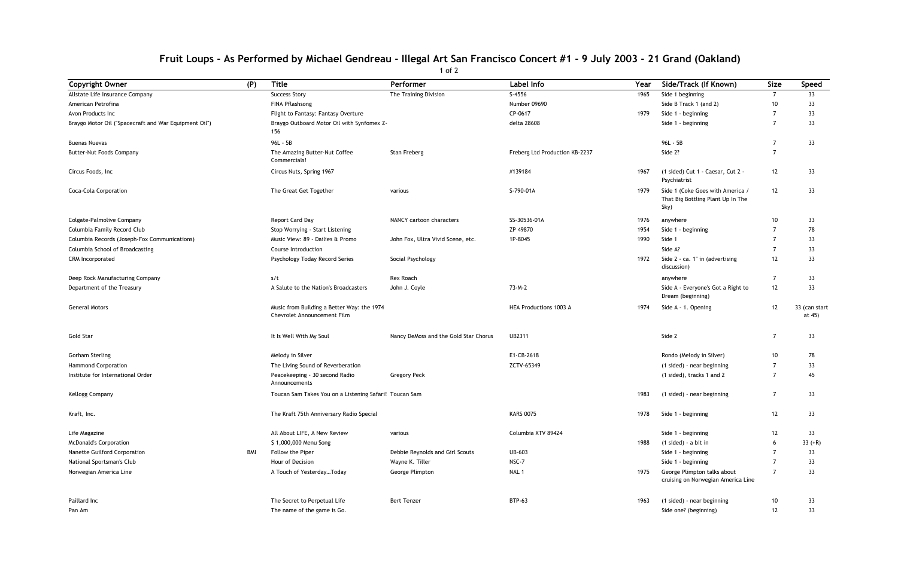# Fruit Loups - As Performed by Michael Gendreau - Illegal Art San Francisco Concert #1 - 9 July 2003 - 21 Grand (Oakland)

| Copyright Owner | (P) | Title | Performer | Label Info | Year | Side/Track (If Known) | Size | Speed |
|---|---|---|---|---|---|---|---|---|
| Allstate Life Insurance Company | | Success Story | The Training Division | S-4556 | 1965 | Side 1 beginning | 7 | 33 |
| American Petrofina | | FINA Pflashsong | | Number 09690 | | Side B Track 1 (and 2) | 10 | 33 |
| Avon Products Inc | | Flight to Fantasy: Fantasy Overture | | CP-0617 | 1979 | Side 1 - beginning | 7 | 33 |
| Braygo Motor Oil ("Spacecraft and War Equipment Oil") | | Braygo Outboard Motor Oil with Synfomex Z-156 | | delta 28608 | | Side 1 - beginning | 7 | 33 |
| Buenas Nuevas | | 96L - 5B | | | | 96L - 5B | 7 | 33 |
| Butter-Nut Foods Company | | The Amazing Butter-Nut Coffee Commercials! | Stan Freberg | Freberg Ltd Production KB-2237 | | Side 2? | 7 | |
| Circus Foods, Inc | | Circus Nuts, Spring 1967 | | #139184 | 1967 | (1 sided) Cut 1 - Caesar, Cut 2 - Psychiatrist | 12 | 33 |
| Coca-Cola Corporation | | The Great Get Together | various | S-790-01A | 1979 | Side 1 (Coke Goes with America / That Big Bottling Plant Up In The Sky) | 12 | 33 |
| Colgate-Palmolive Company | | Report Card Day | NANCY cartoon characters | SS-30536-01A | 1976 | anywhere | 10 | 33 |
| Columbia Family Record Club | | Stop Worrying - Start Listening | | ZP 49870 | 1954 | Side 1 - beginning | 7 | 78 |
| Columbia Records (Joseph-Fox Communications) | | Music View: 89 - Dailies & Promo | John Fox, Ultra Vivid Scene, etc. | 1P-8045 | 1990 | Side 1 | 7 | 33 |
| Columbia School of Broadcasting | | Course Introduction | | | | Side A? | 7 | 33 |
| CRM Incorporated | | Psychology Today Record Series | Social Psychology | | 1972 | Side 2 - ca. 1" in (advertising discussion) | 12 | 33 |
| Deep Rock Manufacturing Company | | s/t | Rex Roach | | | anywhere | 7 | 33 |
| Department of the Treasury | | A Salute to the Nation's Broadcasters | John J. Coyle | 73-M-2 | | Side A - Everyone's Got a Right to Dream (beginning) | 12 | 33 |
| General Motors | | Music from Building a Better Way: the 1974 Chevrolet Announcement Film | | HEA Productions 1003 A | 1974 | Side A - 1. Opening | 12 | 33 (can start at 45) |
| Gold Star | | It Is Well With My Soul | Nancy DeMoss and the Gold Star Chorus | UB2311 | | Side 2 | 7 | 33 |
| Gorham Sterling | | Melody in Silver | | E1-CB-2618 | | Rondo (Melody in Silver) | 10 | 78 |
| Hammond Corporation | | The Living Sound of Reverberation | | ZCTV-65349 | | (1 sided) - near beginning | 7 | 33 |
| Institute for International Order | | Peacekeeping - 30 second Radio Announcements | Gregory Peck | | | (1 sided), tracks 1 and 2 | 7 | 45 |
| Kellogg Company | | Toucan Sam Takes You on a Listening Safari! | Toucan Sam | | 1983 | (1 sided) - near beginning | 7 | 33 |
| Kraft, Inc. | | The Kraft 75th Anniversary Radio Special | | KARS 0075 | 1978 | Side 1 - beginning | 12 | 33 |
| Life Magazine | | All About LIFE, A New Review | various | Columbia XTV 89424 | | Side 1 - beginning | 12 | 33 |
| McDonald's Corporation | | $ 1,000,000 Menu Song | | | 1988 | (1 sided) - a bit in | 6 | 33 (+R) |
| Nanette Guilford Corporation | BMI | Follow the Piper | Debbie Reynolds and Girl Scouts | UB-603 | | Side 1 - beginning | 7 | 33 |
| National Sportsman's Club | | Hour of Decision | Wayne K. Tiller | NSC-7 | | Side 1 - beginning | 7 | 33 |
| Norwegian America Line | | A Touch of Yesterday…Today | George Plimpton | NAL 1 | 1975 | George Plimpton talks about cruising on Norwegian America Line | 7 | 33 |
| Paillard Inc | | The Secret to Perpetual Life | Bert Tenzer | BTP-63 | 1963 | (1 sided) - near beginning | 10 | 33 |
| Pan Am | | The name of the game is Go. | | | | Side one? (beginning) | 12 | 33 |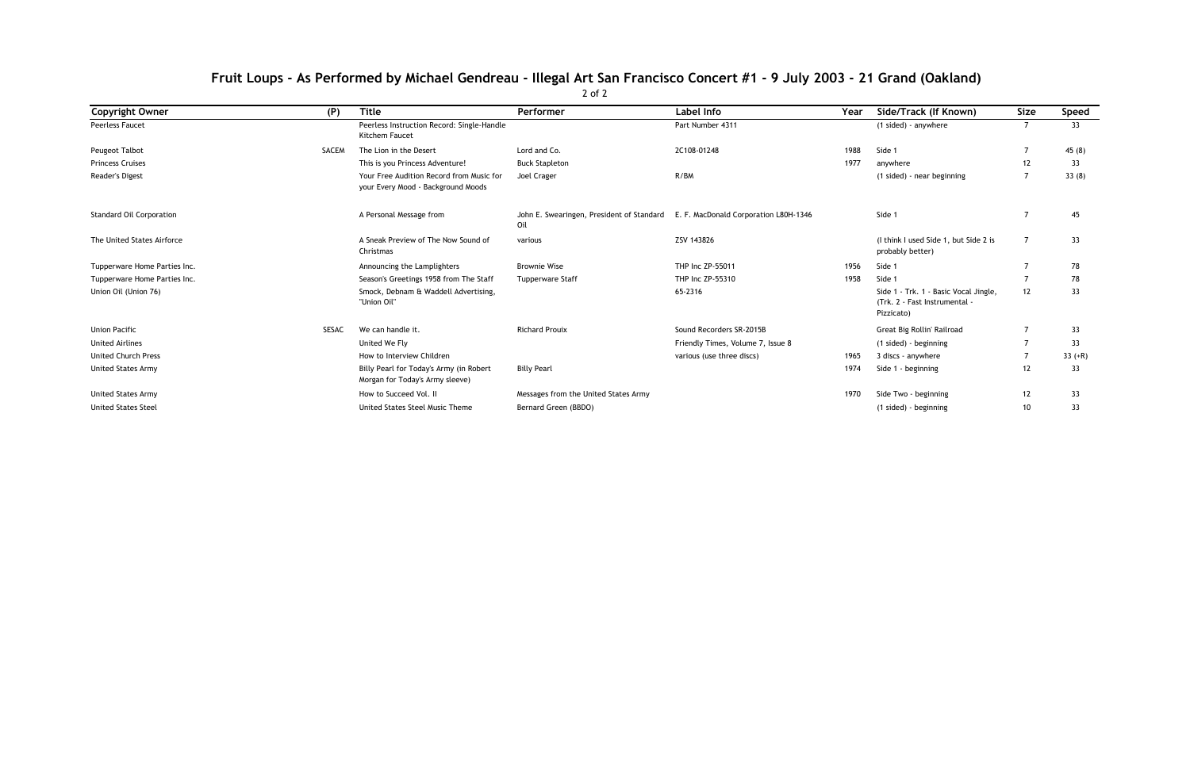# Fruit Loups - As Performed by Michael Gendreau - Illegal Art San Francisco Concert #1 - 9 July 2003 - 21 Grand (Oakland)

| Copyright Owner | (P) | Title | Performer | Label Info | Year | Side/Track (If Known) | Size | Speed |
|---|---|---|---|---|---|---|---|---|
| Peerless Faucet | | Peerless Instruction Record: Single-Handle Kitchem Faucet | | Part Number 4311 | | (1 sided) - anywhere | 7 | 33 |
| Peugeot Talbot | SACEM | The Lion in the Desert | Lord and Co. | 2C108-01248 | 1988 | Side 1 | 7 | 45 (8) |
| Princess Cruises | | This is you Princess Adventure! | Buck Stapleton | | 1977 | anywhere | 12 | 33 |
| Reader's Digest | | Your Free Audition Record from Music for your Every Mood - Background Moods | Joel Crager | R/BM | | (1 sided) - near beginning | 7 | 33 (8) |
| Standard Oil Corporation | | A Personal Message from | John E. Swearingen, President of Standard Oil | E. F. MacDonald Corporation L80H-1346 | | Side 1 | 7 | 45 |
| The United States Airforce | | A Sneak Preview of The Now Sound of Christmas | various | ZSV 143826 | | (I think I used Side 1, but Side 2 is probably better) | 7 | 33 |
| Tupperware Home Parties Inc. | | Announcing the Lamplighters | Brownie Wise | THP Inc ZP-55011 | 1956 | Side 1 | 7 | 78 |
| Tupperware Home Parties Inc. | | Season's Greetings 1958 from The Staff | Tupperware Staff | THP Inc ZP-55310 | 1958 | Side 1 | 7 | 78 |
| Union Oil (Union 76) | | Smock, Debnam & Waddell Advertising, "Union Oil" | | 65-2316 | | Side 1 - Trk. 1 - Basic Vocal Jingle, (Trk. 2 - Fast Instrumental - Pizzicato) | 12 | 33 |
| Union Pacific | SESAC | We can handle it. | Richard Prouix | Sound Recorders SR-2015B | | Great Big Rollin' Railroad | 7 | 33 |
| United Airlines | | United We Fly | | Friendly Times, Volume 7, Issue 8 | | (1 sided) - beginning | 7 | 33 |
| United Church Press | | How to Interview Children | | various (use three discs) | 1965 | 3 discs - anywhere | 7 | 33 (+R) |
| United States Army | | Billy Pearl for Today's Army (in Robert Morgan for Today's Army sleeve) | Billy Pearl | | 1974 | Side 1 - beginning | 12 | 33 |
| United States Army | | How to Succeed Vol. II | Messages from the United States Army | | 1970 | Side Two - beginning | 12 | 33 |
| United States Steel | | United States Steel Music Theme | Bernard Green (BBDO) | | | (1 sided) - beginning | 10 | 33 |